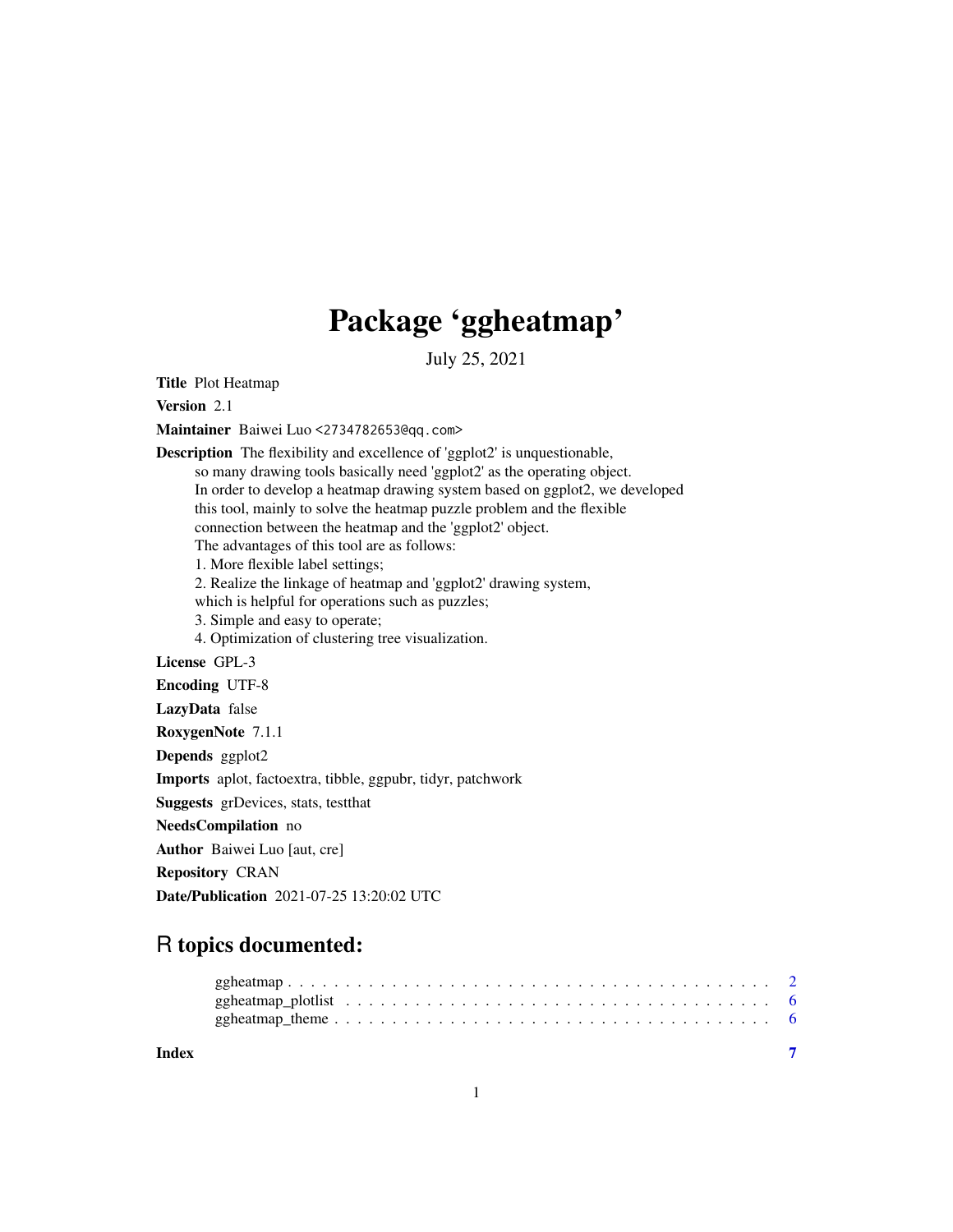# Package 'ggheatmap'

July 25, 2021

**Title** Plot Heatmap

**Version** 2.1

**Maintainer** Baiwei Luo <2734782653@qq.com>

**Description** The flexibility and excellence of 'ggplot2' is unquestionable, so many drawing tools basically need 'ggplot2' as the operating object. In order to develop a heatmap drawing system based on ggplot2, we developed this tool, mainly to solve the heatmap puzzle problem and the flexible connection between the heatmap and the 'ggplot2' object. The advantages of this tool are as follows:
1. More flexible label settings;
2. Realize the linkage of heatmap and 'ggplot2' drawing system, which is helpful for operations such as puzzles;
3. Simple and easy to operate;
4. Optimization of clustering tree visualization.

**License** GPL-3

**Encoding** UTF-8

**LazyData** false

**RoxygenNote** 7.1.1

**Depends** ggplot2

**Imports** aplot, factoextra, tibble, ggpubr, tidyr, patchwork

**Suggests** grDevices, stats, testthat

**NeedsCompilation** no

**Author** Baiwei Luo [aut, cre]

**Repository** CRAN

**Date/Publication** 2021-07-25 13:20:02 UTC

## R topics documented:

ggheatmap . . . . . . . . . . . . . . . . . . . . . . . . . . . . . . . . . . . . . . . . 2
ggheatmap_plotlist . . . . . . . . . . . . . . . . . . . . . . . . . . . . . . . . . . . 6
ggheatmap_theme . . . . . . . . . . . . . . . . . . . . . . . . . . . . . . . . . . . . 6

**Index** 7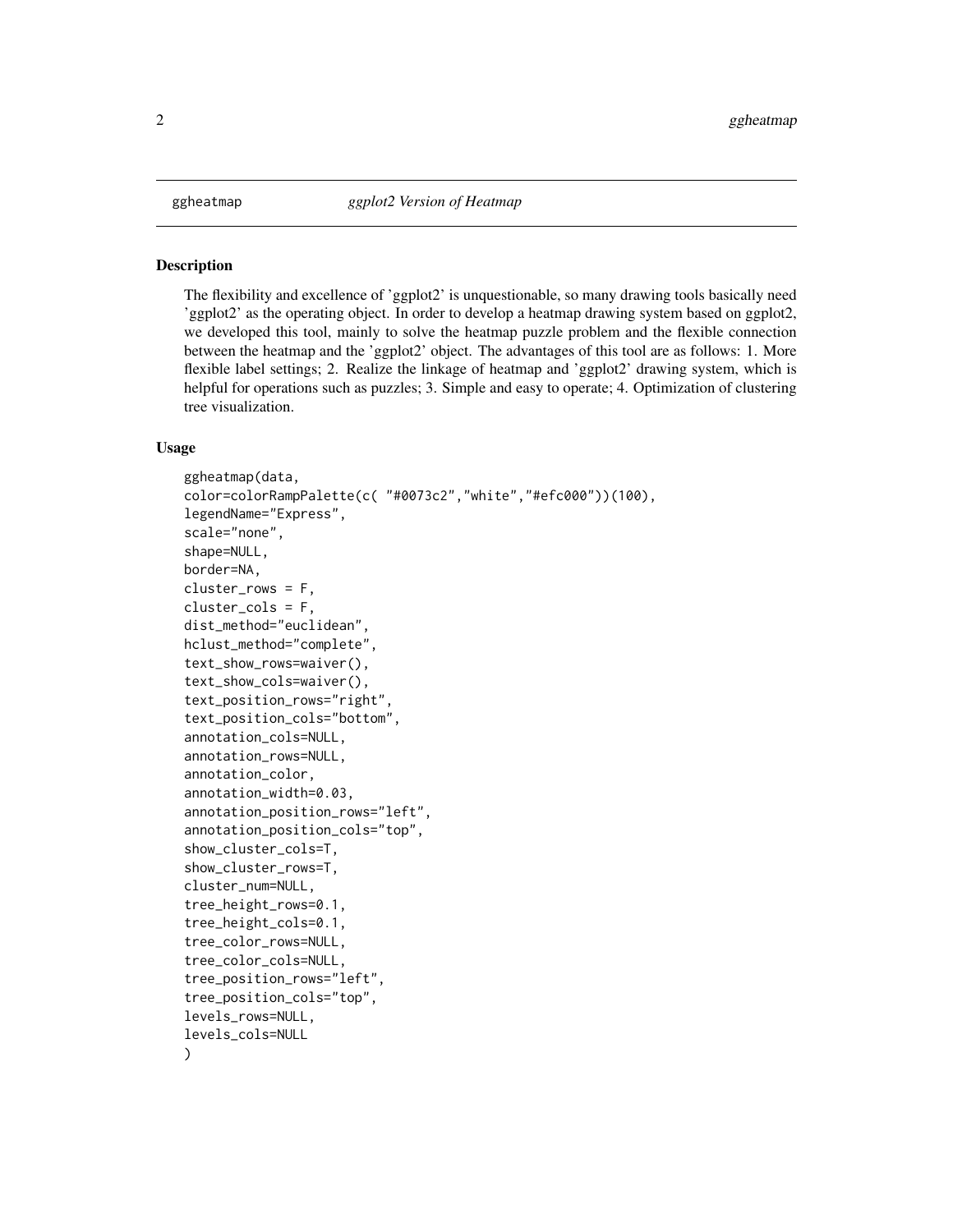# ggheatmap — *ggplot2 Version of Heatmap*

## Description

The flexibility and excellence of 'ggplot2' is unquestionable, so many drawing tools basically need 'ggplot2' as the operating object. In order to develop a heatmap drawing system based on ggplot2, we developed this tool, mainly to solve the heatmap puzzle problem and the flexible connection between the heatmap and the 'ggplot2' object. The advantages of this tool are as follows: 1. More flexible label settings; 2. Realize the linkage of heatmap and 'ggplot2' drawing system, which is helpful for operations such as puzzles; 3. Simple and easy to operate; 4. Optimization of clustering tree visualization.

## Usage

```
ggheatmap(data,
color=colorRampPalette(c( "#0073c2","white","#efc000"))(100),
legendName="Express",
scale="none",
shape=NULL,
border=NA,
cluster_rows = F,
cluster_cols = F,
dist_method="euclidean",
hclust_method="complete",
text_show_rows=waiver(),
text_show_cols=waiver(),
text_position_rows="right",
text_position_cols="bottom",
annotation_cols=NULL,
annotation_rows=NULL,
annotation_color,
annotation_width=0.03,
annotation_position_rows="left",
annotation_position_cols="top",
show_cluster_cols=T,
show_cluster_rows=T,
cluster_num=NULL,
tree_height_rows=0.1,
tree_height_cols=0.1,
tree_color_rows=NULL,
tree_color_cols=NULL,
tree_position_rows="left",
tree_position_cols="top",
levels_rows=NULL,
levels_cols=NULL
)
```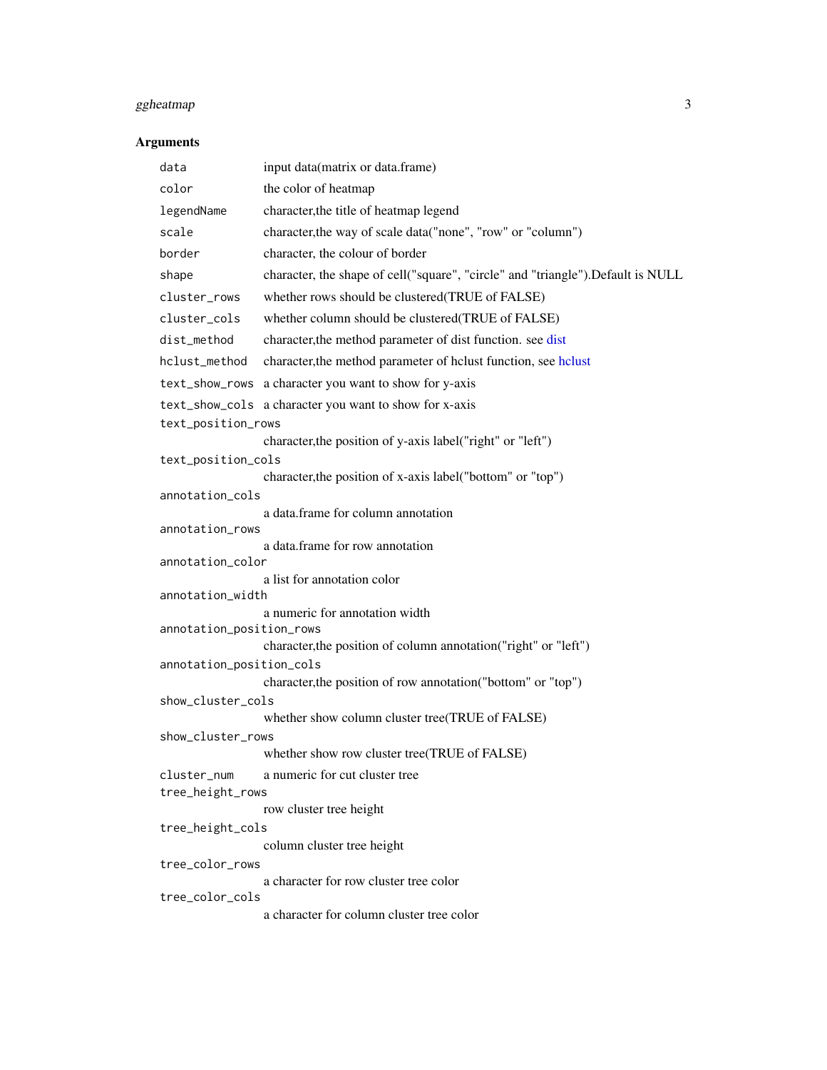## Arguments

| Argument | Description |
|---|---|
| `data` | input data(matrix or data.frame) |
| `color` | the color of heatmap |
| `legendName` | character,the title of heatmap legend |
| `scale` | character,the way of scale data("none", "row" or "column") |
| `border` | character, the colour of border |
| `shape` | character, the shape of cell("square", "circle" and "triangle").Default is NULL |
| `cluster_rows` | whether rows should be clustered(TRUE of FALSE) |
| `cluster_cols` | whether column should be clustered(TRUE of FALSE) |
| `dist_method` | character,the method parameter of dist function. see dist |
| `hclust_method` | character,the method parameter of hclust function, see hclust |
| `text_show_rows` | a character you want to show for y-axis |
| `text_show_cols` | a character you want to show for x-axis |
| `text_position_rows` | character,the position of y-axis label("right" or "left") |
| `text_position_cols` | character,the position of x-axis label("bottom" or "top") |
| `annotation_cols` | a data.frame for column annotation |
| `annotation_rows` | a data.frame for row annotation |
| `annotation_color` | a list for annotation color |
| `annotation_width` | a numeric for annotation width |
| `annotation_position_rows` | character,the position of column annotation("right" or "left") |
| `annotation_position_cols` | character,the position of row annotation("bottom" or "top") |
| `show_cluster_cols` | whether show column cluster tree(TRUE of FALSE) |
| `show_cluster_rows` | whether show row cluster tree(TRUE of FALSE) |
| `cluster_num` | a numeric for cut cluster tree |
| `tree_height_rows` | row cluster tree height |
| `tree_height_cols` | column cluster tree height |
| `tree_color_rows` | a character for row cluster tree color |
| `tree_color_cols` | a character for column cluster tree color |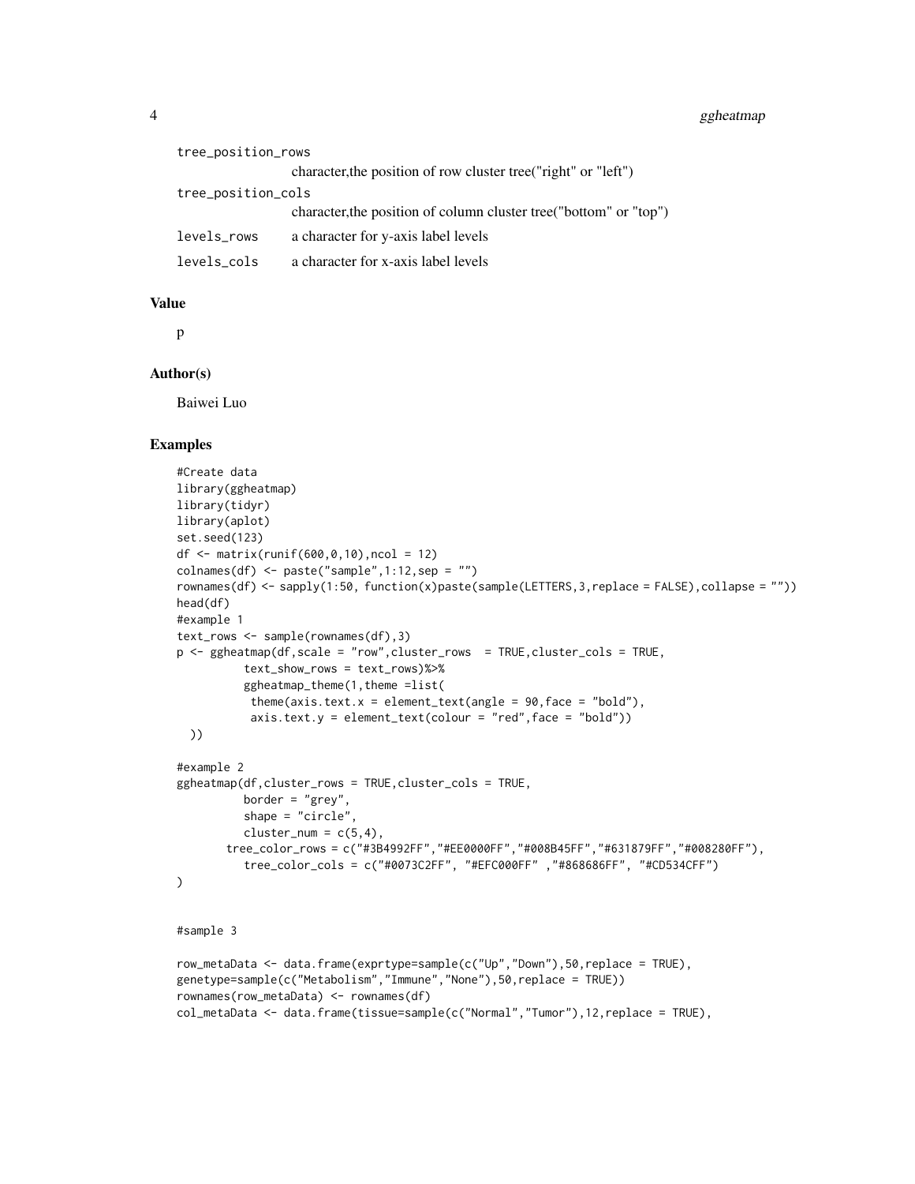tree_position_rows
: character,the position of row cluster tree("right" or "left")

tree_position_cols
: character,the position of column cluster tree("bottom" or "top")

levels_rows
: a character for y-axis label levels

levels_cols
: a character for x-axis label levels

## Value

p

## Author(s)

Baiwei Luo

## Examples

```
#Create data
library(ggheatmap)
library(tidyr)
library(aplot)
set.seed(123)
df <- matrix(runif(600,0,10),ncol = 12)
colnames(df) <- paste("sample",1:12,sep = "")
rownames(df) <- sapply(1:50, function(x)paste(sample(LETTERS,3,replace = FALSE),collapse = ""))
head(df)
#example 1
text_rows <- sample(rownames(df),3)
p <- ggheatmap(df,scale = "row",cluster_rows  = TRUE,cluster_cols = TRUE,
          text_show_rows = text_rows)%>%
          ggheatmap_theme(1,theme =list(
           theme(axis.text.x = element_text(angle = 90,face = "bold"),
           axis.text.y = element_text(colour = "red",face = "bold"))
  ))

#example 2
ggheatmap(df,cluster_rows = TRUE,cluster_cols = TRUE,
          border = "grey",
          shape = "circle",
          cluster_num = c(5,4),
       tree_color_rows = c("#3B4992FF","#EE0000FF","#008B45FF","#631879FF","#008280FF"),
          tree_color_cols = c("#0073C2FF", "#EFC000FF" ,"#868686FF", "#CD534CFF")
)


#sample 3

row_metaData <- data.frame(exprtype=sample(c("Up","Down"),50,replace = TRUE),
genetype=sample(c("Metabolism","Immune","None"),50,replace = TRUE))
rownames(row_metaData) <- rownames(df)
col_metaData <- data.frame(tissue=sample(c("Normal","Tumor"),12,replace = TRUE),
```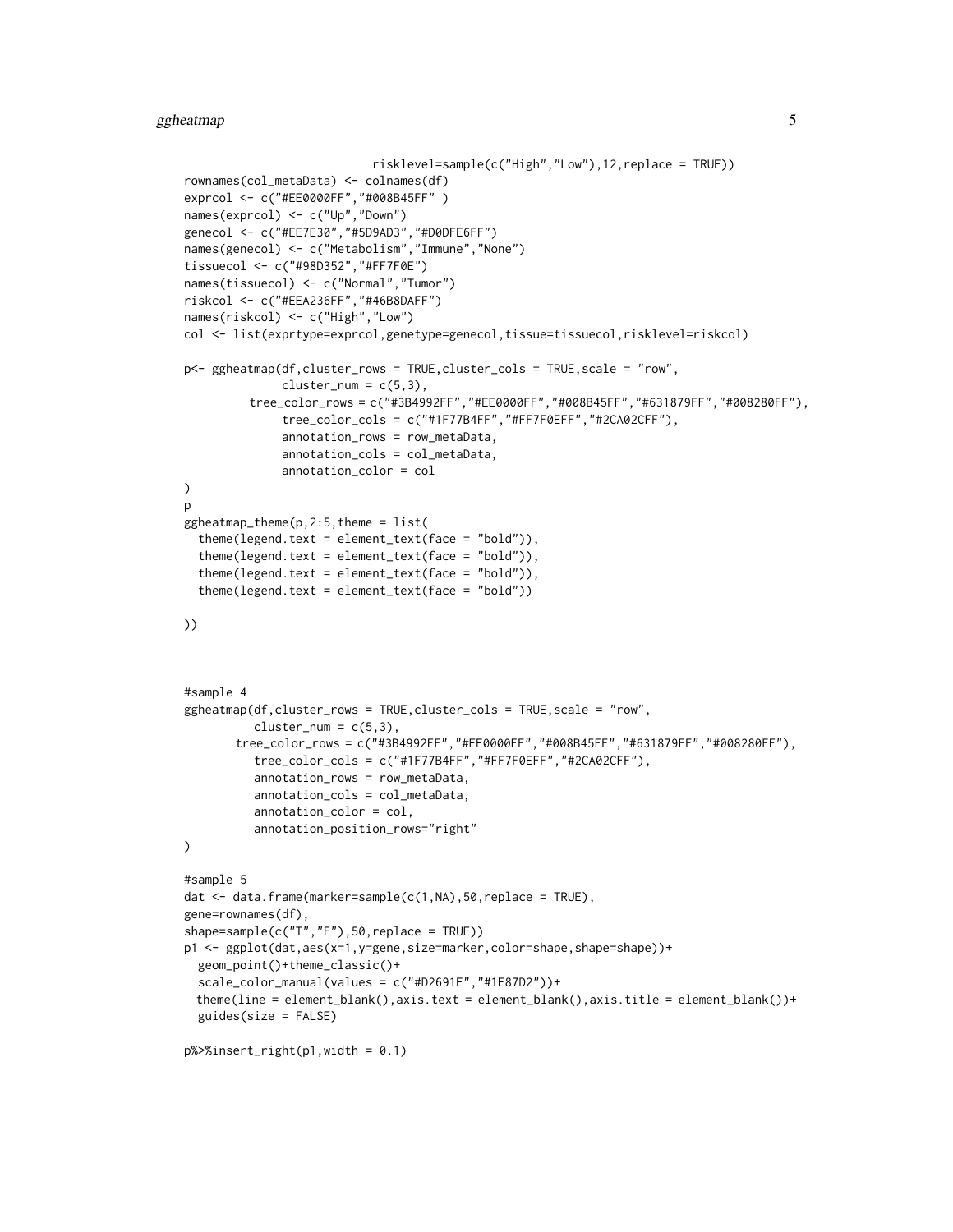```
                            risklevel=sample(c("High","Low"),12,replace = TRUE))
rownames(col_metaData) <- colnames(df)
exprcol <- c("#EE0000FF","#008B45FF" )
names(exprcol) <- c("Up","Down")
genecol <- c("#EE7E30","#5D9AD3","#D0DFE6FF")
names(genecol) <- c("Metabolism","Immune","None")
tissuecol <- c("#98D352","#FF7F0E")
names(tissuecol) <- c("Normal","Tumor")
riskcol <- c("#EEA236FF","#46B8DAFF")
names(riskcol) <- c("High","Low")
col <- list(exprtype=exprcol,genetype=genecol,tissue=tissuecol,risklevel=riskcol)

p<- ggheatmap(df,cluster_rows = TRUE,cluster_cols = TRUE,scale = "row",
              cluster_num = c(5,3),
          tree_color_rows = c("#3B4992FF","#EE0000FF","#008B45FF","#631879FF","#008280FF"),
              tree_color_cols = c("#1F77B4FF","#FF7F0EFF","#2CA02CFF"),
              annotation_rows = row_metaData,
              annotation_cols = col_metaData,
              annotation_color = col
)
p
ggheatmap_theme(p,2:5,theme = list(
  theme(legend.text = element_text(face = "bold")),
  theme(legend.text = element_text(face = "bold")),
  theme(legend.text = element_text(face = "bold")),
  theme(legend.text = element_text(face = "bold"))

))



#sample 4
ggheatmap(df,cluster_rows = TRUE,cluster_cols = TRUE,scale = "row",
          cluster_num = c(5,3),
        tree_color_rows = c("#3B4992FF","#EE0000FF","#008B45FF","#631879FF","#008280FF"),
          tree_color_cols = c("#1F77B4FF","#FF7F0EFF","#2CA02CFF"),
          annotation_rows = row_metaData,
          annotation_cols = col_metaData,
          annotation_color = col,
          annotation_position_rows="right"
)

#sample 5
dat <- data.frame(marker=sample(c(1,NA),50,replace = TRUE),
gene=rownames(df),
shape=sample(c("T","F"),50,replace = TRUE))
p1 <- ggplot(dat,aes(x=1,y=gene,size=marker,color=shape,shape=shape))+
  geom_point()+theme_classic()+
  scale_color_manual(values = c("#D2691E","#1E87D2"))+
  theme(line = element_blank(),axis.text = element_blank(),axis.title = element_blank())+
  guides(size = FALSE)

p%>%insert_right(p1,width = 0.1)
```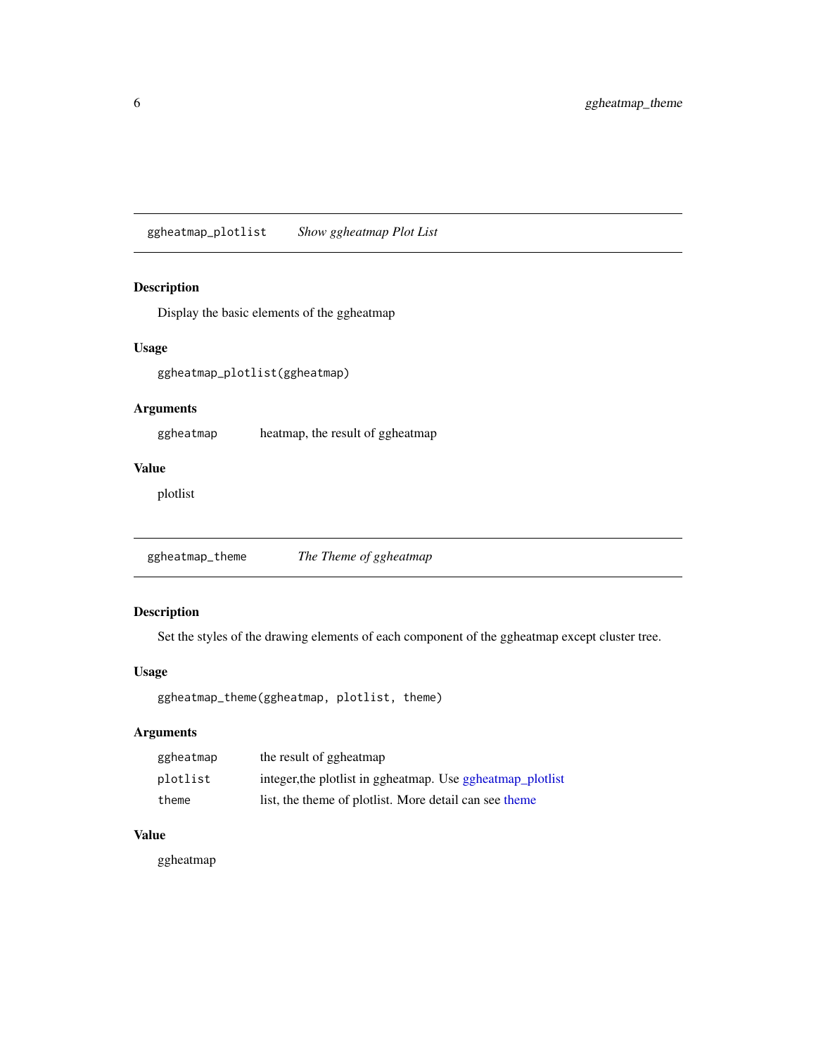## ggheatmap_plotlist    *Show ggheatmap Plot List*

### Description

Display the basic elements of the ggheatmap

### Usage

```
ggheatmap_plotlist(ggheatmap)
```

### Arguments

| | |
|---|---|
| `ggheatmap` | heatmap, the result of ggheatmap |

### Value

plotlist

## ggheatmap_theme    *The Theme of ggheatmap*

### Description

Set the styles of the drawing elements of each component of the ggheatmap except cluster tree.

### Usage

```
ggheatmap_theme(ggheatmap, plotlist, theme)
```

### Arguments

| | |
|---|---|
| `ggheatmap` | the result of ggheatmap |
| `plotlist` | integer,the plotlist in ggheatmap. Use ggheatmap_plotlist |
| `theme` | list, the theme of plotlist. More detail can see theme |

### Value

ggheatmap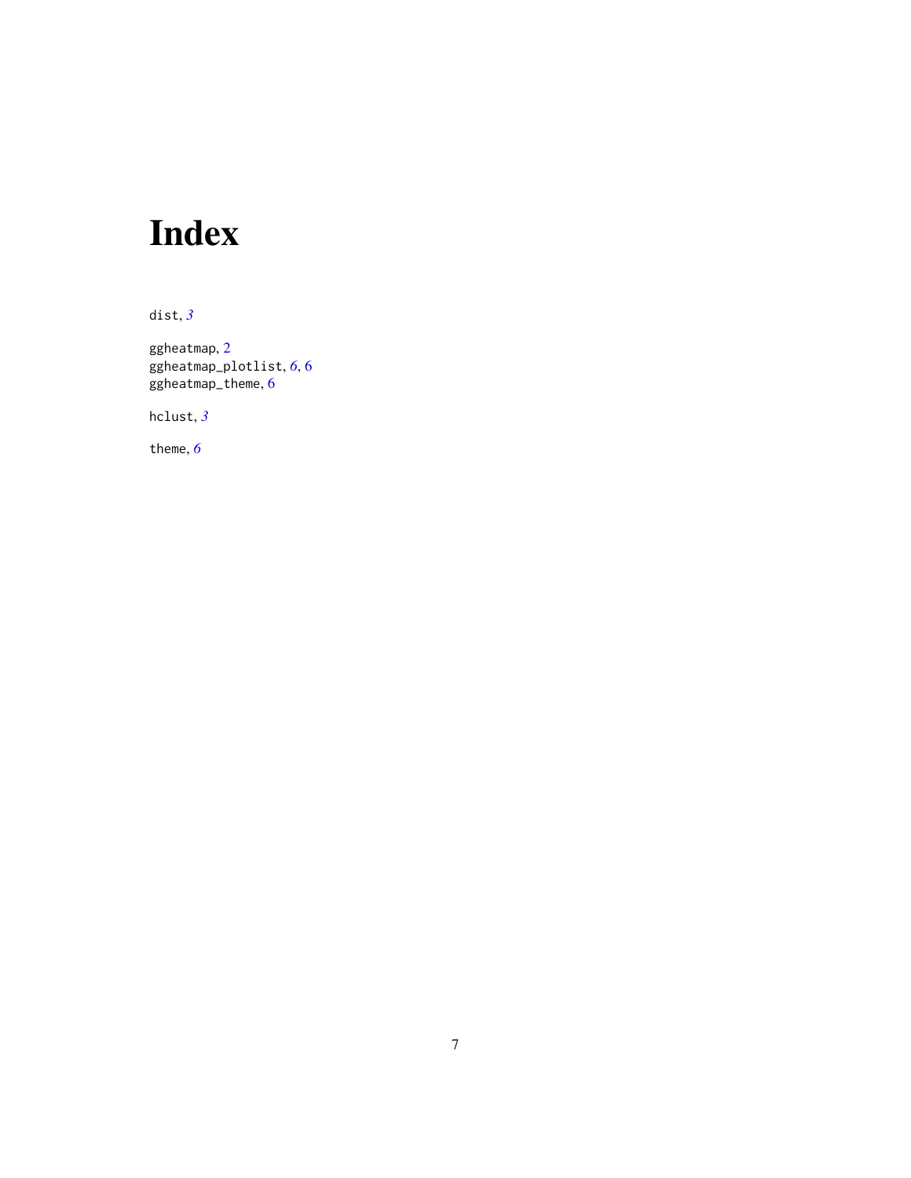# Index

dist, *3*

ggheatmap, 2
ggheatmap_plotlist, *6*, 6
ggheatmap_theme, 6

hclust, *3*

theme, *6*